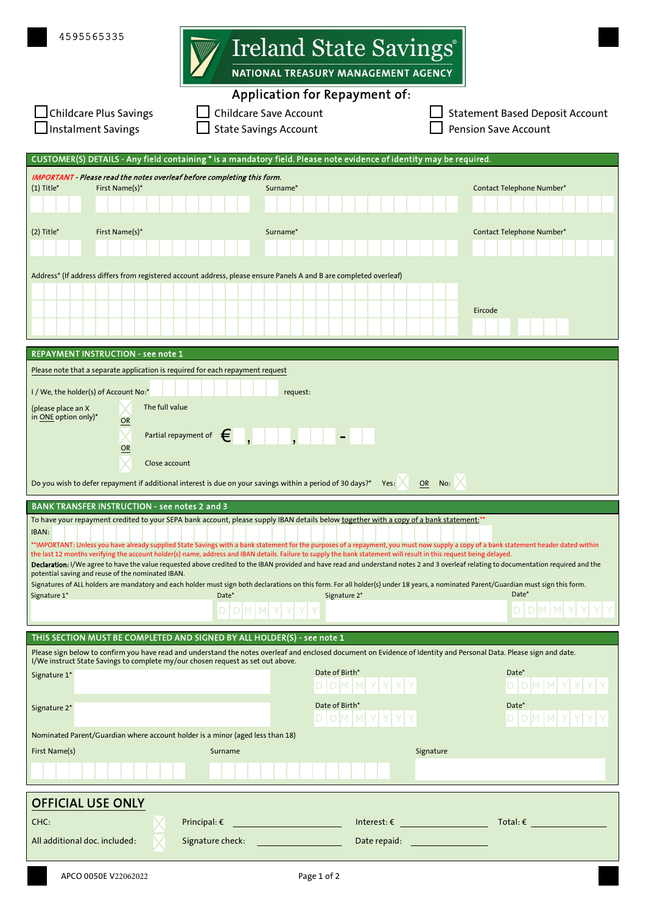4595565335

# Ireland State Savings®

NATIONAL TREASURY MANAGEMENT AGENCY

## Application for Repayment of:

- ☐ Childcare Plus Savings
- ☐ Instalment Savings
- ☐ Childcare Save Account
- ☐ State Savings Account
- ☐ Statement Based Deposit Account
- ☐ Pension Save Account

## CUSTOMER(S) DETAILS - Any field containing * is a mandatory field. Please note evidence of identity may be required.

*IMPORTANT - Please read the notes overleaf before completing this form.*

(1) Title* First Name(s)* Surname* Contact Telephone Number*

(2) Title* First Name(s)* Surname* Contact Telephone Number*

Address* (If address differs from registered account address, please ensure Panels A and B are completed overleaf)

Eircode

## REPAYMENT INSTRUCTION - see note 1

Please note that a separate application is required for each repayment request

I / We, the holder(s) of Account No:* request:

(please place an X in ONE option only)*

- The full value
- OR
- Partial repayment of € __ , ___ , ___ - __
- OR
- Close account

Do you wish to defer repayment if additional interest is due on your savings within a period of 30 days?* Yes: OR No:

## BANK TRANSFER INSTRUCTION - see notes 2 and 3

To have your repayment credited to your SEPA bank account, please supply IBAN details below together with a copy of a bank statement:**

IBAN:

**IMPORTANT: Unless you have already supplied State Savings with a bank statement for the purposes of a repayment, you must now supply a copy of a bank statement header dated within the last 12 months verifying the account holder(s) name, address and IBAN details. Failure to supply the bank statement will result in this request being delayed.

**Declaration:** I/We agree to have the value requested above credited to the IBAN provided and have read and understand notes 2 and 3 overleaf relating to documentation required and the potential saving and reuse of the nominated IBAN.

Signatures of ALL holders are mandatory and each holder must sign both declarations on this form. For all holder(s) under 18 years, a nominated Parent/Guardian must sign this form.

Signature 1* Date* DDMMYYYY Signature 2* Date* DDMMYYYY

## THIS SECTION MUST BE COMPLETED AND SIGNED BY ALL HOLDER(S) - see note 1

Please sign below to confirm you have read and understand the notes overleaf and enclosed document on Evidence of Identity and Personal Data. Please sign and date.
I/We instruct State Savings to complete my/our chosen request as set out above.

Signature 1* Date of Birth* DDMMYYYY Date* DDMMYYYY

Signature 2* Date of Birth* DDMMYYYY Date* DDMMYYYY

Nominated Parent/Guardian where account holder is a minor (aged less than 18)

First Name(s) Surname Signature

## OFFICIAL USE ONLY

| CHC: | | Principal: € | | Interest: € | | Total: € | |
|---|---|---|---|---|---|---|---|
| All additional doc. included: | | Signature check: | | Date repaid: | | | |

APCO 0050E V22062022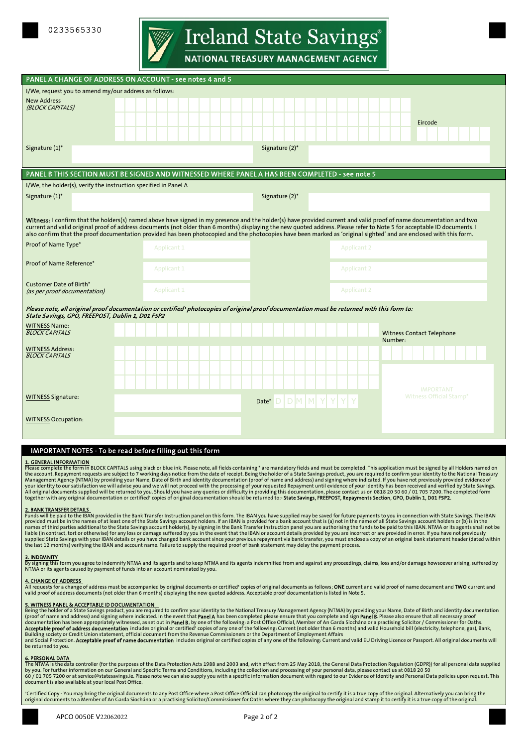0233565330

# Ireland State Savings®

NATIONAL TREASURY MANAGEMENT AGENCY

## PANEL A CHANGE OF ADDRESS ON ACCOUNT - see notes 4 and 5

I/We, request you to amend my/our address as follows:

New Address
*(BLOCK CAPITALS)*

Eircode

Signature (1)*

Signature (2)*

## PANEL B THIS SECTION MUST BE SIGNED AND WITNESSED WHERE PANEL A HAS BEEN COMPLETED - see note 5

I/We, the holder(s), verify the instruction specified in Panel A

Signature (1)*

Signature (2)*

**Witness:** I confirm that the holders(s) named above have signed in my presence and the holder(s) have provided current and valid proof of name documentation and two current and valid original proof of address documents (not older than 6 months) displaying the new quoted address. Please refer to Note 5 for acceptable ID documents. I also confirm that the proof documentation provided has been photocopied and the photocopies have been marked as 'original sighted' and are enclosed with this form.

| | | |
|---|---|---|
| Proof of Name Type* | Applicant 1 | Applicant 2 |
| Proof of Name Reference* | Applicant 1 | Applicant 2 |
| Customer Date of Birth* *(as per proof documentation)* | Applicant 1 | Applicant 2 |

***Please note, all original proof documentation or certified† photocopies of original proof documentation must be returned with this form to: State Savings, GPO, FREEPOST, Dublin 1, D01 F5P2***

WITNESS Name:
*BLOCK CAPITALS*

Witness Contact Telephone Number:

WITNESS Address:
*BLOCK CAPITALS*

WITNESS Signature:

Date* D D M M Y Y Y Y

IMPORTANT
Witness Official Stamp*

WITNESS Occupation:

## IMPORTANT NOTES - To be read before filling out this form

**1. GENERAL INFORMATION**

Please complete the form in BLOCK CAPITALS using black or blue ink. Please note, all fields containing * are mandatory fields and must be completed. This application must be signed by all Holders named on the account. Repayment requests are subject to 7 working days notice from the date of receipt. Being the holder of a State Savings product, you are required to confirm your identity to the National Treasury Management Agency (NTMA) by providing your Name, Date of Birth and identity documentation (proof of name and address) and signing where indicated. If you have not previously provided evidence of your identity to our satisfaction we will advise you and we will not proceed with the processing of your requested Repayment until evidence of your identity has been received and verified by State Savings. All original documents supplied will be returned to you. Should you have any queries or difficulty in providing this documentation, please contact us on 0818 20 50 60 / 01 705 7200. The completed form together with any original documentation or certified† copies of original documentation should be returned to:- **State Savings, FREEPOST, Repayments Section, GPO, Dublin 1, D01 F5P2.**

**2. BANK TRANSFER DETAILS**

Funds will be paid to the IBAN provided in the Bank Transfer Instruction panel on this form. The IBAN you have supplied may be saved for future payments to you in connection with State Savings. The IBAN provided must be in the names of at least one of the State Savings account holders. If an IBAN is provided for a bank account that is (a) not in the name of all State Savings account holders or (b) is in the names of third parties additional to the State Savings account holder(s), by signing in the Bank Transfer Instruction panel you are authorising the funds to be paid to this IBAN. NTMA or its agents shall not be liable (in contract, tort or otherwise) for any loss or damage suffered by you in the event that the IBAN or account details provided by you are incorrect or are provided in error. If you have not previously supplied State Savings with your IBAN details or you have changed bank account since your previous repayment via bank transfer, you must enclose a copy of an original bank statement header (dated within the last 12 months) verifying the IBAN and account name. Failure to supply the required proof of bank statement may delay the payment process.

**3. INDEMNITY**

By signing this form you agree to indemnify NTMA and its agents and to keep NTMA and its agents indemnified from and against any proceedings, claims, loss and/or damage howsoever arising, suffered by NTMA or its agents caused by payment of funds into an account nominated by you.

**4. CHANGE OF ADDRESS**

All requests for a change of address must be accompanied by original documents or certified† copies of original documents as follows; **ONE** current and valid proof of name document and **TWO** current and valid proof of address documents (not older than 6 months) displaying the new quoted address. Acceptable proof documentation is listed in Note 5.

**5. WITNESS PANEL & ACCEPTABLE ID DOCUMENTATION**

Being the holder of a State Savings product, you are required to confirm your identity to the National Treasury Management Agency (NTMA) by providing your Name, Date of Birth and identity documentation (proof of name and address) and signing where indicated. In the event that **Panel A** has been completed please ensure that you complete and sign **Panel B**. Please also ensure that all necessary proof documentation has been appropriately witnessed, as set out in **Panel B**, by one of the following: a Post Office Official, Member of An Garda Síochána or a practising Solicitor / Commissioner for Oaths. **Acceptable proof of address documentation** includes original or certified† copies of any one of the following: Current (not older than 6 months) and valid Household bill (electricity, telephone, gas), Bank, Building society or Credit Union statement, official document from the Revenue Commissioners or the Department of Employment Affairs and Social Protection. **Acceptable proof of name documentation** includes original or certified copies of any one of the following: Current and valid EU Driving Licence or Passport. All original documents will be returned to you.

**6. PERSONAL DATA**

The NTMA is the data controller (for the purposes of the Data Protection Acts 1988 and 2003 and, with effect from 25 May 2018, the General Data Protection Regulation (GDPR)) for all personal data supplied by you. For further information on our General and Specific Terms and Conditions, including the collection and processing of your personal data, please contact us at 0818 20 50 60 / 01 705 7200 or at service@statesavings.ie. Please note we can also supply you with a specific information document with regard to our Evidence of Identity and Personal Data policies upon request. This document is also available at your local Post Office.

†Certified Copy - You may bring the original documents to any Post Office where a Post Office Official can photocopy the original to certify it is a true copy of the original. Alternatively you can bring the original documents to a Member of An Garda Síochána or a practising Solicitor/Commissioner for Oaths where they can photocopy the original and stamp it to certify it is a true copy of the original.

APCO 0050E V22062022